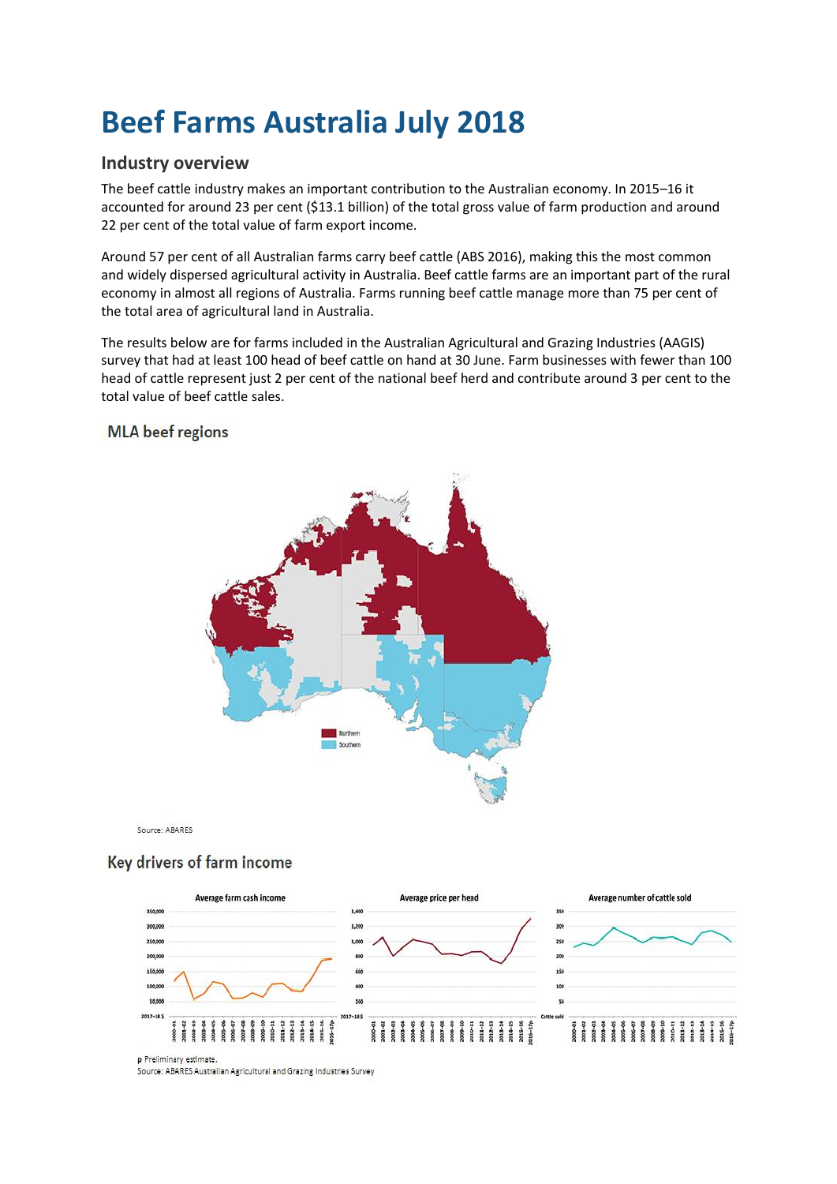# Beef Farms Australia July 2018

## Industry overview

The beef cattle industry makes an important contribution to the Australian economy. In 2015–16 it accounted for around 23 per cent ($13.1 billion) of the total gross value of farm production and around 22 per cent of the total value of farm export income.

Around 57 per cent of all Australian farms carry beef cattle (ABS 2016), making this the most common and widely dispersed agricultural activity in Australia. Beef cattle farms are an important part of the rural economy in almost all regions of Australia. Farms running beef cattle manage more than 75 per cent of the total area of agricultural land in Australia.

The results below are for farms included in the Australian Agricultural and Grazing Industries (AAGIS) survey that had at least 100 head of beef cattle on hand at 30 June. Farm businesses with fewer than 100 head of cattle represent just 2 per cent of the national beef herd and contribute around 3 per cent to the total value of beef cattle sales.

### MLA beef regions

Source: ABARES

### Key drivers of farm income

p Preliminary estimate.
Source: ABARES Australian Agricultural and Grazing Industries Survey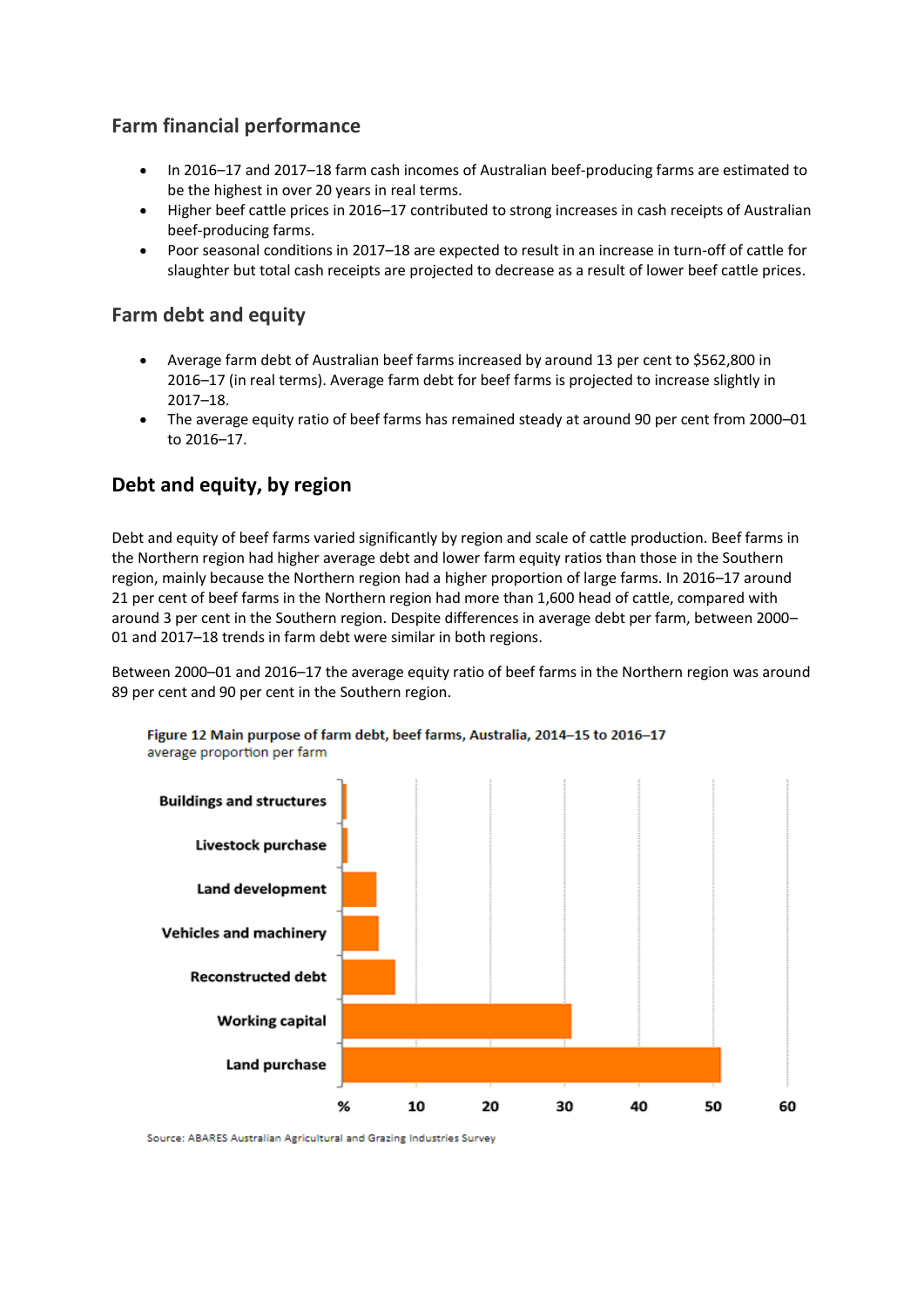## Farm financial performance

- In 2016–17 and 2017–18 farm cash incomes of Australian beef-producing farms are estimated to be the highest in over 20 years in real terms.
- Higher beef cattle prices in 2016–17 contributed to strong increases in cash receipts of Australian beef-producing farms.
- Poor seasonal conditions in 2017–18 are expected to result in an increase in turn-off of cattle for slaughter but total cash receipts are projected to decrease as a result of lower beef cattle prices.

## Farm debt and equity

- Average farm debt of Australian beef farms increased by around 13 per cent to $562,800 in 2016–17 (in real terms). Average farm debt for beef farms is projected to increase slightly in 2017–18.
- The average equity ratio of beef farms has remained steady at around 90 per cent from 2000–01 to 2016–17.

## Debt and equity, by region

Debt and equity of beef farms varied significantly by region and scale of cattle production. Beef farms in the Northern region had higher average debt and lower farm equity ratios than those in the Southern region, mainly because the Northern region had a higher proportion of large farms. In 2016–17 around 21 per cent of beef farms in the Northern region had more than 1,600 head of cattle, compared with around 3 per cent in the Southern region. Despite differences in average debt per farm, between 2000–01 and 2017–18 trends in farm debt were similar in both regions.

Between 2000–01 and 2016–17 the average equity ratio of beef farms in the Northern region was around 89 per cent and 90 per cent in the Southern region.

**Figure 12 Main purpose of farm debt, beef farms, Australia, 2014–15 to 2016–17**
average proportion per farm

| Purpose | % (approx.) |
| --- | --- |
| Buildings and structures | 0.5 |
| Livestock purchase | 0.7 |
| Land development | 4.6 |
| Vehicles and machinery | 4.9 |
| Reconstructed debt | 7.2 |
| Working capital | 30.9 |
| Land purchase | 51.1 |

Source: ABARES Australian Agricultural and Grazing Industries Survey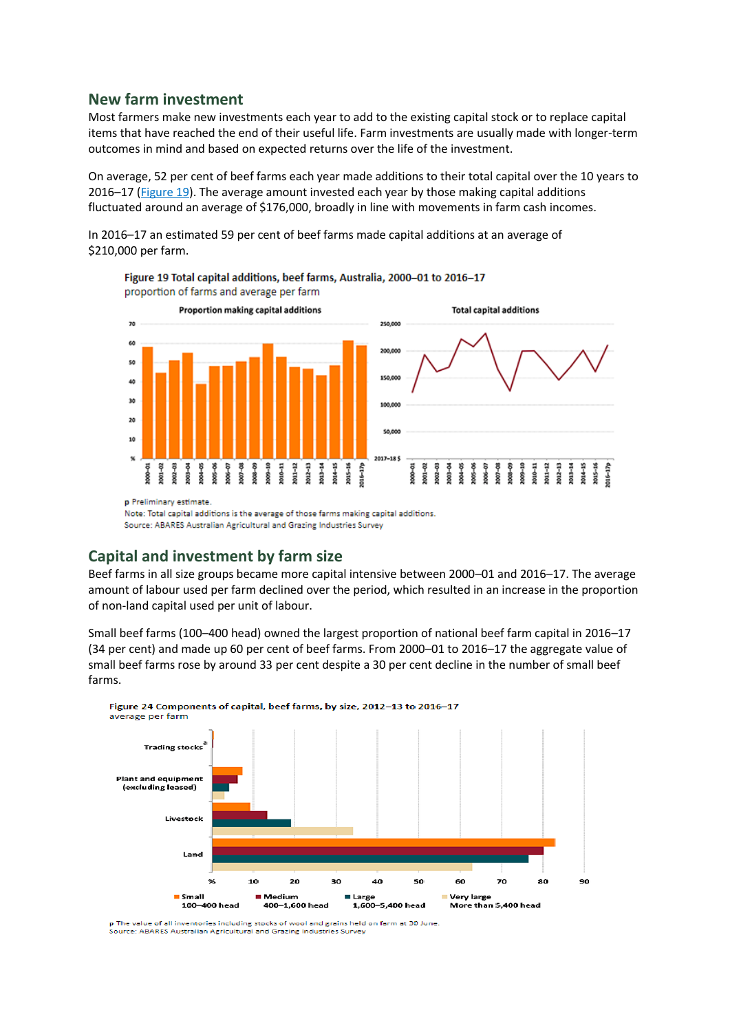## New farm investment

Most farmers make new investments each year to add to the existing capital stock or to replace capital items that have reached the end of their useful life. Farm investments are usually made with longer-term outcomes in mind and based on expected returns over the life of the investment.

On average, 52 per cent of beef farms each year made additions to their total capital over the 10 years to 2016–17 (Figure 19). The average amount invested each year by those making capital additions fluctuated around an average of $176,000, broadly in line with movements in farm cash incomes.

In 2016–17 an estimated 59 per cent of beef farms made capital additions at an average of $210,000 per farm.

**Figure 19 Total capital additions, beef farms, Australia, 2000–01 to 2016–17**
proportion of farms and average per farm

p Preliminary estimate.
Note: Total capital additions is the average of those farms making capital additions.
Source: ABARES Australian Agricultural and Grazing Industries Survey

## Capital and investment by farm size

Beef farms in all size groups became more capital intensive between 2000–01 and 2016–17. The average amount of labour used per farm declined over the period, which resulted in an increase in the proportion of non-land capital used per unit of labour.

Small beef farms (100–400 head) owned the largest proportion of national beef farm capital in 2016–17 (34 per cent) and made up 60 per cent of beef farms. From 2000–01 to 2016–17 the aggregate value of small beef farms rose by around 33 per cent despite a 30 per cent decline in the number of small beef farms.

**Figure 24 Components of capital, beef farms, by size, 2012–13 to 2016–17**
average per farm

p The value of all inventories including stocks of wool and grains held on farm at 30 June.
Source: ABARES Australian Agricultural and Grazing Industries Survey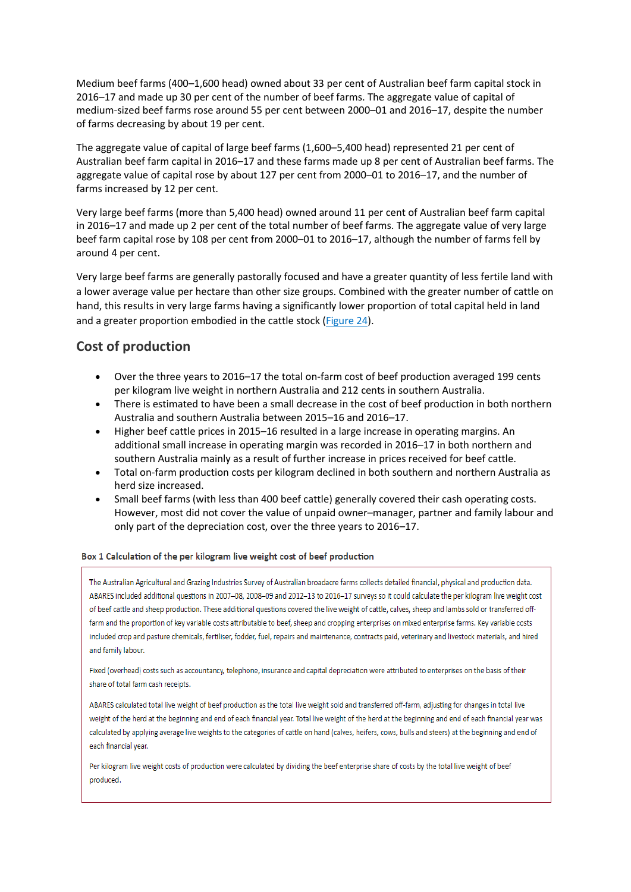Medium beef farms (400–1,600 head) owned about 33 per cent of Australian beef farm capital stock in 2016–17 and made up 30 per cent of the number of beef farms. The aggregate value of capital of medium-sized beef farms rose around 55 per cent between 2000–01 and 2016–17, despite the number of farms decreasing by about 19 per cent.

The aggregate value of capital of large beef farms (1,600–5,400 head) represented 21 per cent of Australian beef farm capital in 2016–17 and these farms made up 8 per cent of Australian beef farms. The aggregate value of capital rose by about 127 per cent from 2000–01 to 2016–17, and the number of farms increased by 12 per cent.

Very large beef farms (more than 5,400 head) owned around 11 per cent of Australian beef farm capital in 2016–17 and made up 2 per cent of the total number of beef farms. The aggregate value of very large beef farm capital rose by 108 per cent from 2000–01 to 2016–17, although the number of farms fell by around 4 per cent.

Very large beef farms are generally pastorally focused and have a greater quantity of less fertile land with a lower average value per hectare than other size groups. Combined with the greater number of cattle on hand, this results in very large farms having a significantly lower proportion of total capital held in land and a greater proportion embodied in the cattle stock (Figure 24).

## Cost of production

- Over the three years to 2016–17 the total on-farm cost of beef production averaged 199 cents per kilogram live weight in northern Australia and 212 cents in southern Australia.
- There is estimated to have been a small decrease in the cost of beef production in both northern Australia and southern Australia between 2015–16 and 2016–17.
- Higher beef cattle prices in 2015–16 resulted in a large increase in operating margins. An additional small increase in operating margin was recorded in 2016–17 in both northern and southern Australia mainly as a result of further increase in prices received for beef cattle.
- Total on-farm production costs per kilogram declined in both southern and northern Australia as herd size increased.
- Small beef farms (with less than 400 beef cattle) generally covered their cash operating costs. However, most did not cover the value of unpaid owner–manager, partner and family labour and only part of the depreciation cost, over the three years to 2016–17.

**Box 1 Calculation of the per kilogram live weight cost of beef production**

The Australian Agricultural and Grazing Industries Survey of Australian broadacre farms collects detailed financial, physical and production data. ABARES included additional questions in 2007–08, 2008–09 and 2012–13 to 2016–17 surveys so it could calculate the per kilogram live weight cost of beef cattle and sheep production. These additional questions covered the live weight of cattle, calves, sheep and lambs sold or transferred off-farm and the proportion of key variable costs attributable to beef, sheep and cropping enterprises on mixed enterprise farms. Key variable costs included crop and pasture chemicals, fertiliser, fodder, fuel, repairs and maintenance, contracts paid, veterinary and livestock materials, and hired and family labour.

Fixed (overhead) costs such as accountancy, telephone, insurance and capital depreciation were attributed to enterprises on the basis of their share of total farm cash receipts.

ABARES calculated total live weight of beef production as the total live weight sold and transferred off-farm, adjusting for changes in total live weight of the herd at the beginning and end of each financial year. Total live weight of the herd at the beginning and end of each financial year was calculated by applying average live weights to the categories of cattle on hand (calves, heifers, cows, bulls and steers) at the beginning and end of each financial year.

Per kilogram live weight costs of production were calculated by dividing the beef enterprise share of costs by the total live weight of beef produced.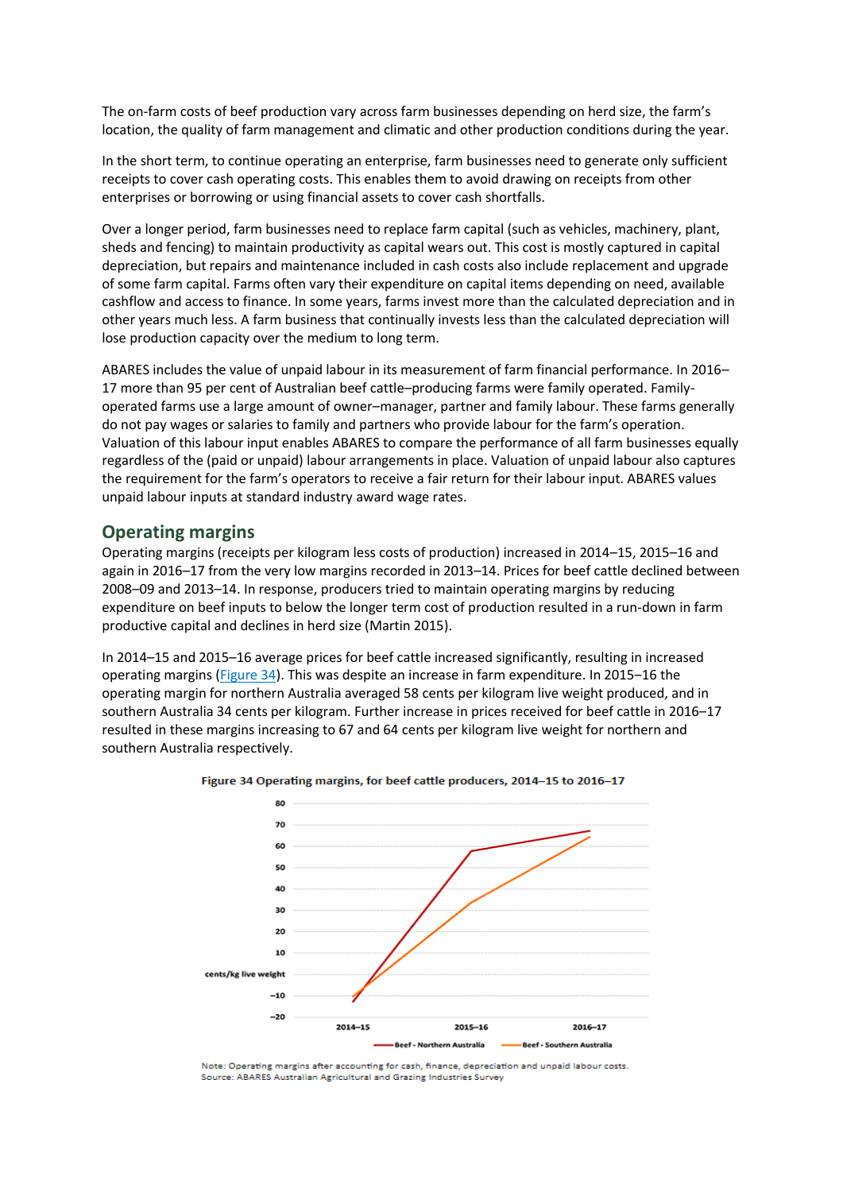The on-farm costs of beef production vary across farm businesses depending on herd size, the farm's location, the quality of farm management and climatic and other production conditions during the year.

In the short term, to continue operating an enterprise, farm businesses need to generate only sufficient receipts to cover cash operating costs. This enables them to avoid drawing on receipts from other enterprises or borrowing or using financial assets to cover cash shortfalls.

Over a longer period, farm businesses need to replace farm capital (such as vehicles, machinery, plant, sheds and fencing) to maintain productivity as capital wears out. This cost is mostly captured in capital depreciation, but repairs and maintenance included in cash costs also include replacement and upgrade of some farm capital. Farms often vary their expenditure on capital items depending on need, available cashflow and access to finance. In some years, farms invest more than the calculated depreciation and in other years much less. A farm business that continually invests less than the calculated depreciation will lose production capacity over the medium to long term.

ABARES includes the value of unpaid labour in its measurement of farm financial performance. In 2016–17 more than 95 per cent of Australian beef cattle–producing farms were family operated. Family-operated farms use a large amount of owner–manager, partner and family labour. These farms generally do not pay wages or salaries to family and partners who provide labour for the farm's operation. Valuation of this labour input enables ABARES to compare the performance of all farm businesses equally regardless of the (paid or unpaid) labour arrangements in place. Valuation of unpaid labour also captures the requirement for the farm's operators to receive a fair return for their labour input. ABARES values unpaid labour inputs at standard industry award wage rates.

## Operating margins

Operating margins (receipts per kilogram less costs of production) increased in 2014–15, 2015–16 and again in 2016–17 from the very low margins recorded in 2013–14. Prices for beef cattle declined between 2008–09 and 2013–14. In response, producers tried to maintain operating margins by reducing expenditure on beef inputs to below the longer term cost of production resulted in a run-down in farm productive capital and declines in herd size (Martin 2015).

In 2014–15 and 2015–16 average prices for beef cattle increased significantly, resulting in increased operating margins (Figure 34). This was despite an increase in farm expenditure. In 2015–16 the operating margin for northern Australia averaged 58 cents per kilogram live weight produced, and in southern Australia 34 cents per kilogram. Further increase in prices received for beef cattle in 2016–17 resulted in these margins increasing to 67 and 64 cents per kilogram live weight for northern and southern Australia respectively.

**Figure 34 Operating margins, for beef cattle producers, 2014–15 to 2016–17**

Note: Operating margins after accounting for cash, finance, depreciation and unpaid labour costs.
Source: ABARES Australian Agricultural and Grazing Industries Survey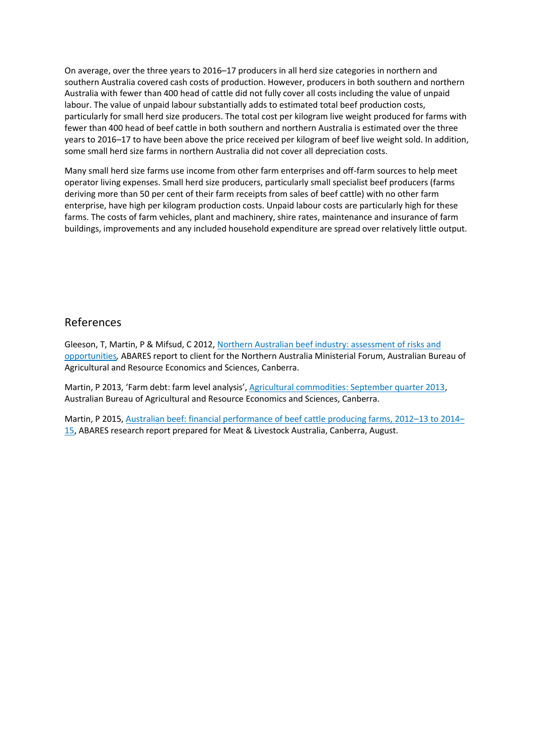On average, over the three years to 2016–17 producers in all herd size categories in northern and southern Australia covered cash costs of production. However, producers in both southern and northern Australia with fewer than 400 head of cattle did not fully cover all costs including the value of unpaid labour. The value of unpaid labour substantially adds to estimated total beef production costs, particularly for small herd size producers. The total cost per kilogram live weight produced for farms with fewer than 400 head of beef cattle in both southern and northern Australia is estimated over the three years to 2016–17 to have been above the price received per kilogram of beef live weight sold. In addition, some small herd size farms in northern Australia did not cover all depreciation costs.

Many small herd size farms use income from other farm enterprises and off-farm sources to help meet operator living expenses. Small herd size producers, particularly small specialist beef producers (farms deriving more than 50 per cent of their farm receipts from sales of beef cattle) with no other farm enterprise, have high per kilogram production costs. Unpaid labour costs are particularly high for these farms. The costs of farm vehicles, plant and machinery, shire rates, maintenance and insurance of farm buildings, improvements and any included household expenditure are spread over relatively little output.

## References

Gleeson, T, Martin, P & Mifsud, C 2012, Northern Australian beef industry: assessment of risks and opportunities, ABARES report to client for the Northern Australia Ministerial Forum, Australian Bureau of Agricultural and Resource Economics and Sciences, Canberra.

Martin, P 2013, 'Farm debt: farm level analysis', Agricultural commodities: September quarter 2013, Australian Bureau of Agricultural and Resource Economics and Sciences, Canberra.

Martin, P 2015, Australian beef: financial performance of beef cattle producing farms, 2012–13 to 2014–15, ABARES research report prepared for Meat & Livestock Australia, Canberra, August.